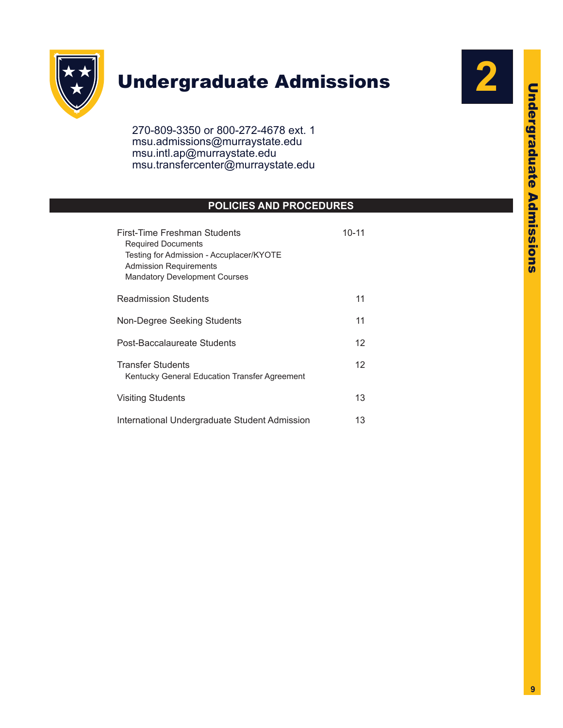# 2 Undergraduate Admissions

270-809-3350 or 800-272-4678 ext. 1
msu.admissions@murraystate.edu
msu.intl.ap@murraystate.edu
msu.transfercenter@murraystate.edu

## POLICIES AND PROCEDURES

| Section | Page |
| --- | --- |
| First-Time Freshman Students | 10-11 |
| Required Documents | |
| Testing for Admission - Accuplacer/KYOTE | |
| Admission Requirements | |
| Mandatory Development Courses | |
| Readmission Students | 11 |
| Non-Degree Seeking Students | 11 |
| Post-Baccalaureate Students | 12 |
| Transfer Students | 12 |
| Kentucky General Education Transfer Agreement | |
| Visiting Students | 13 |
| International Undergraduate Student Admission | 13 |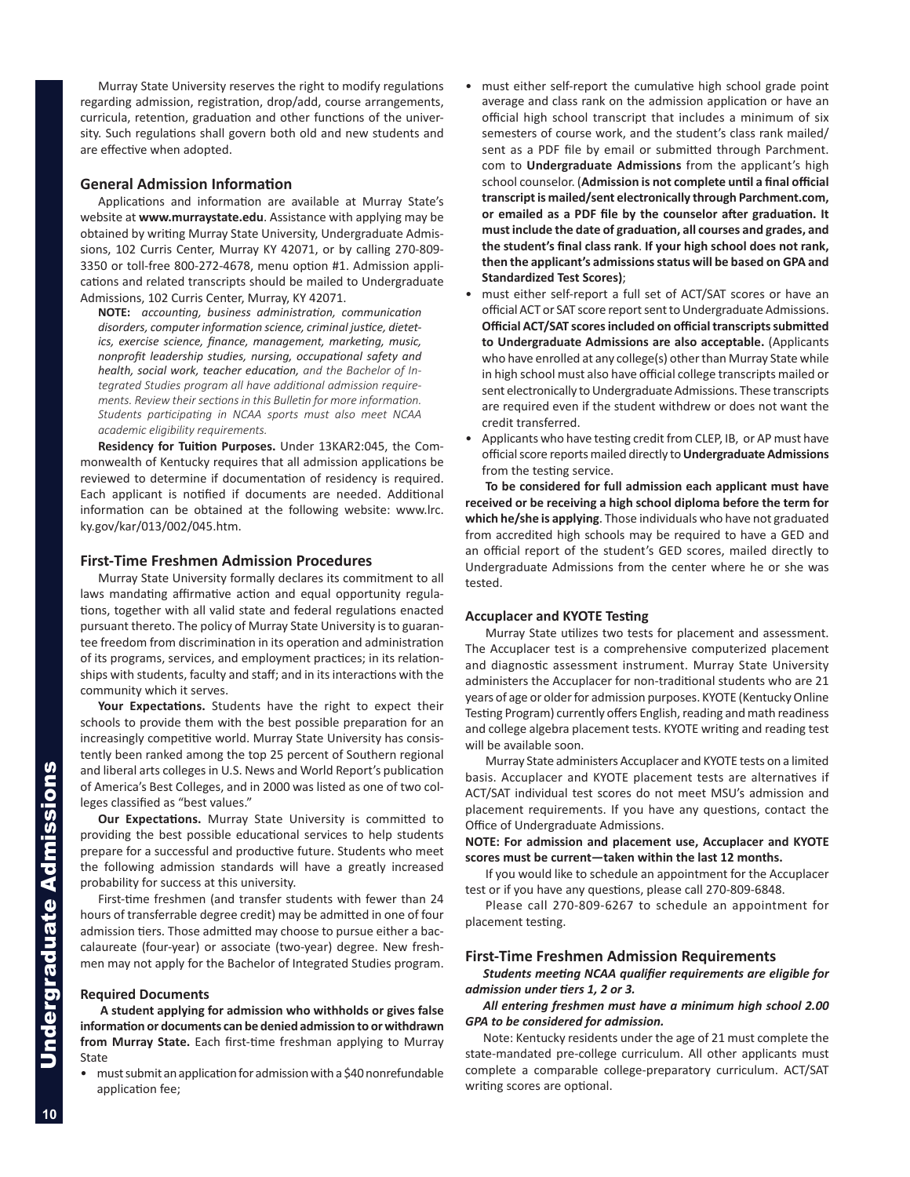Murray State University reserves the right to modify regulations regarding admission, registration, drop/add, course arrangements, curricula, retention, graduation and other functions of the university. Such regulations shall govern both old and new students and are effective when adopted.

## General Admission Information

Applications and information are available at Murray State's website at **www.murraystate.edu**. Assistance with applying may be obtained by writing Murray State University, Undergraduate Admissions, 102 Curris Center, Murray KY 42071, or by calling 270-809-3350 or toll-free 800-272-4678, menu option #1. Admission applications and related transcripts should be mailed to Undergraduate Admissions, 102 Curris Center, Murray, KY 42071.

**NOTE:** *accounting, business administration, communication disorders, computer information science, criminal justice, dietetics, exercise science, finance, management, marketing, music, nonprofit leadership studies, nursing, occupational safety and health, social work, teacher education, and the Bachelor of Integrated Studies program all have additional admission requirements. Review their sections in this Bulletin for more information. Students participating in NCAA sports must also meet NCAA academic eligibility requirements.*

**Residency for Tuition Purposes.** Under 13KAR2:045, the Commonwealth of Kentucky requires that all admission applications be reviewed to determine if documentation of residency is required. Each applicant is notified if documents are needed. Additional information can be obtained at the following website: www.lrc.ky.gov/kar/013/002/045.htm.

## First-Time Freshmen Admission Procedures

Murray State University formally declares its commitment to all laws mandating affirmative action and equal opportunity regulations, together with all valid state and federal regulations enacted pursuant thereto. The policy of Murray State University is to guarantee freedom from discrimination in its operation and administration of its programs, services, and employment practices; in its relationships with students, faculty and staff; and in its interactions with the community which it serves.

**Your Expectations.** Students have the right to expect their schools to provide them with the best possible preparation for an increasingly competitive world. Murray State University has consistently been ranked among the top 25 percent of Southern regional and liberal arts colleges in U.S. News and World Report's publication of America's Best Colleges, and in 2000 was listed as one of two colleges classified as "best values."

**Our Expectations.** Murray State University is committed to providing the best possible educational services to help students prepare for a successful and productive future. Students who meet the following admission standards will have a greatly increased probability for success at this university.

First-time freshmen (and transfer students with fewer than 24 hours of transferrable degree credit) may be admitted in one of four admission tiers. Those admitted may choose to pursue either a baccalaureate (four-year) or associate (two-year) degree. New freshmen may not apply for the Bachelor of Integrated Studies program.

### Required Documents

**A student applying for admission who withholds or gives false information or documents can be denied admission to or withdrawn from Murray State.** Each first-time freshman applying to Murray State

- must submit an application for admission with a $40 nonrefundable application fee;
- must either self-report the cumulative high school grade point average and class rank on the admission application or have an official high school transcript that includes a minimum of six semesters of course work, and the student's class rank mailed/sent as a PDF file by email or submitted through Parchment.com to **Undergraduate Admissions** from the applicant's high school counselor. (**Admission is not complete until a final official transcript is mailed/sent electronically through Parchment.com, or emailed as a PDF file by the counselor after graduation. It must include the date of graduation, all courses and grades, and the student's final class rank**. **If your high school does not rank, then the applicant's admissions status will be based on GPA and Standardized Test Scores)**;
- must either self-report a full set of ACT/SAT scores or have an official ACT or SAT score report sent to Undergraduate Admissions. **Official ACT/SAT scores included on official transcripts submitted to Undergraduate Admissions are also acceptable.** (Applicants who have enrolled at any college(s) other than Murray State while in high school must also have official college transcripts mailed or sent electronically to Undergraduate Admissions. These transcripts are required even if the student withdrew or does not want the credit transferred.
- Applicants who have testing credit from CLEP, IB, or AP must have official score reports mailed directly to **Undergraduate Admissions** from the testing service.

**To be considered for full admission each applicant must have received or be receiving a high school diploma before the term for which he/she is applying**. Those individuals who have not graduated from accredited high schools may be required to have a GED and an official report of the student's GED scores, mailed directly to Undergraduate Admissions from the center where he or she was tested.

### Accuplacer and KYOTE Testing

Murray State utilizes two tests for placement and assessment. The Accuplacer test is a comprehensive computerized placement and diagnostic assessment instrument. Murray State University administers the Accuplacer for non-traditional students who are 21 years of age or older for admission purposes. KYOTE (Kentucky Online Testing Program) currently offers English, reading and math readiness and college algebra placement tests. KYOTE writing and reading test will be available soon.

Murray State administers Accuplacer and KYOTE tests on a limited basis. Accuplacer and KYOTE placement tests are alternatives if ACT/SAT individual test scores do not meet MSU's admission and placement requirements. If you have any questions, contact the Office of Undergraduate Admissions.

**NOTE: For admission and placement use, Accuplacer and KYOTE scores must be current—taken within the last 12 months.**

If you would like to schedule an appointment for the Accuplacer test or if you have any questions, please call 270-809-6848.

Please call 270-809-6267 to schedule an appointment for placement testing.

## First-Time Freshmen Admission Requirements

***Students meeting NCAA qualifier requirements are eligible for admission under tiers 1, 2 or 3.***

***All entering freshmen must have a minimum high school 2.00 GPA to be considered for admission.***

Note: Kentucky residents under the age of 21 must complete the state-mandated pre-college curriculum. All other applicants must complete a comparable college-preparatory curriculum. ACT/SAT writing scores are optional.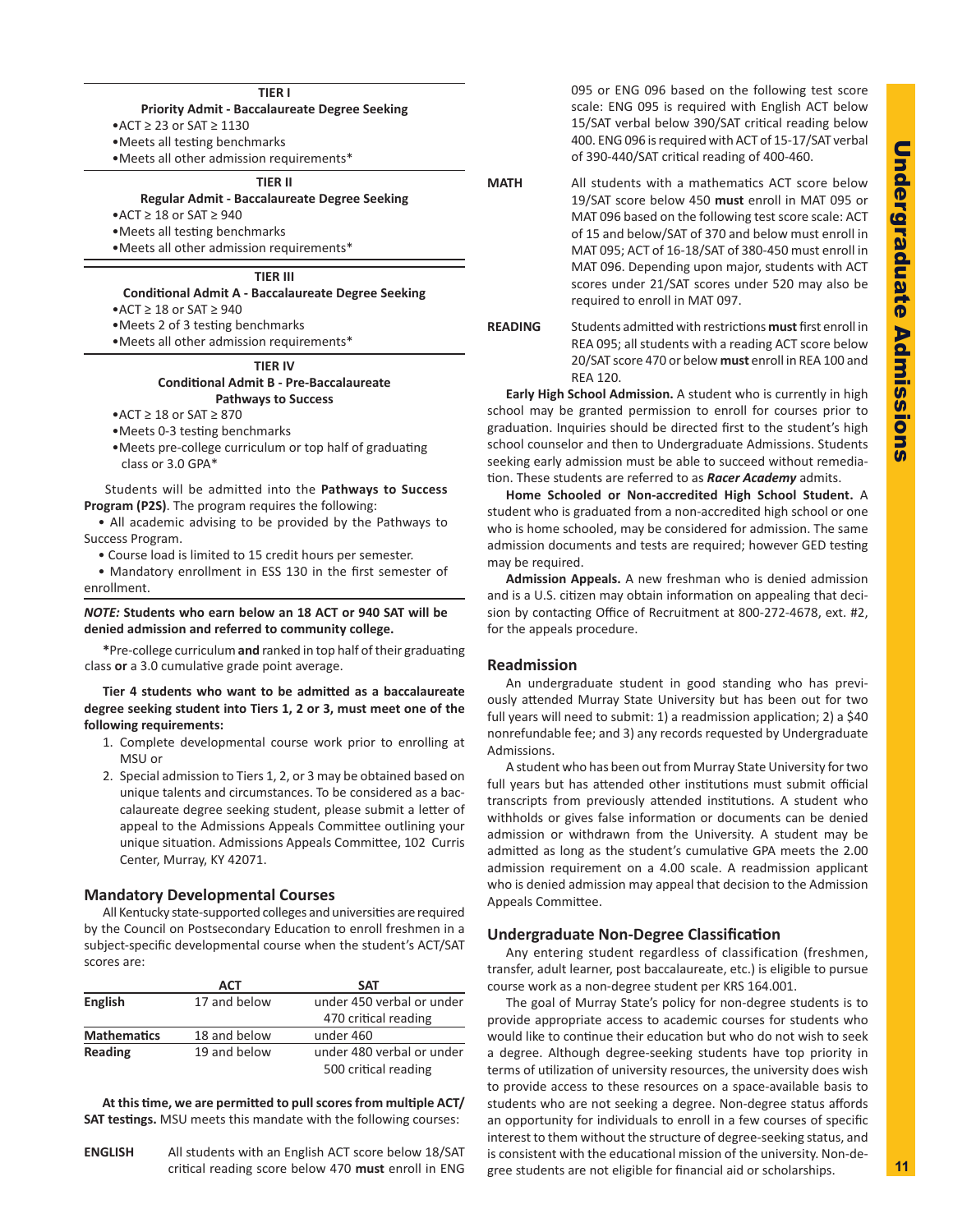### TIER I

**Priority Admit - Baccalaureate Degree Seeking**

- ACT ≥ 23 or SAT ≥ 1130
- Meets all testing benchmarks
- Meets all other admission requirements*

### TIER II

**Regular Admit - Baccalaureate Degree Seeking**

- ACT ≥ 18 or SAT ≥ 940
- Meets all testing benchmarks
- Meets all other admission requirements*

### TIER III

**Conditional Admit A - Baccalaureate Degree Seeking**

- ACT ≥ 18 or SAT ≥ 940
- Meets 2 of 3 testing benchmarks
- Meets all other admission requirements*

### TIER IV

**Conditional Admit B - Pre-Baccalaureate Pathways to Success**

- ACT ≥ 18 or SAT ≥ 870
- Meets 0-3 testing benchmarks
- Meets pre-college curriculum or top half of graduating class or 3.0 GPA*

Students will be admitted into the **Pathways to Success Program (P2S)**. The program requires the following:

- All academic advising to be provided by the Pathways to Success Program.
- Course load is limited to 15 credit hours per semester.
- Mandatory enrollment in ESS 130 in the first semester of enrollment.

***NOTE:*** **Students who earn below an 18 ACT or 940 SAT will be denied admission and referred to community college.**

*Pre-college curriculum **and** ranked in top half of their graduating class **or** a 3.0 cumulative grade point average.

**Tier 4 students who want to be admitted as a baccalaureate degree seeking student into Tiers 1, 2 or 3, must meet one of the following requirements:**

1. Complete developmental course work prior to enrolling at MSU or
2. Special admission to Tiers 1, 2, or 3 may be obtained based on unique talents and circumstances. To be considered as a baccalaureate degree seeking student, please submit a letter of appeal to the Admissions Appeals Committee outlining your unique situation. Admissions Appeals Committee, 102 Curris Center, Murray, KY 42071.

## Mandatory Developmental Courses

All Kentucky state-supported colleges and universities are required by the Council on Postsecondary Education to enroll freshmen in a subject-specific developmental course when the student's ACT/SAT scores are:

| | ACT | SAT |
|---|---|---|
| **English** | 17 and below | under 450 verbal or under 470 critical reading |
| **Mathematics** | 18 and below | under 460 |
| **Reading** | 19 and below | under 480 verbal or under 500 critical reading |

**At this time, we are permitted to pull scores from multiple ACT/SAT testings.** MSU meets this mandate with the following courses:

**ENGLISH** All students with an English ACT score below 18/SAT critical reading score below 470 **must** enroll in ENG 095 or ENG 096 based on the following test score scale: ENG 095 is required with English ACT below 15/SAT verbal below 390/SAT critical reading below 400. ENG 096 is required with ACT of 15-17/SAT verbal of 390-440/SAT critical reading of 400-460.

**MATH** All students with a mathematics ACT score below 19/SAT score below 450 **must** enroll in MAT 095 or MAT 096 based on the following test score scale: ACT of 15 and below/SAT of 370 and below must enroll in MAT 095; ACT of 16-18/SAT of 380-450 must enroll in MAT 096. Depending upon major, students with ACT scores under 21/SAT scores under 520 may also be required to enroll in MAT 097.

**READING** Students admitted with restrictions **must** first enroll in REA 095; all students with a reading ACT score below 20/SAT score 470 or below **must** enroll in REA 100 and REA 120.

**Early High School Admission.** A student who is currently in high school may be granted permission to enroll for courses prior to graduation. Inquiries should be directed first to the student's high school counselor and then to Undergraduate Admissions. Students seeking early admission must be able to succeed without remediation. These students are referred to as ***Racer Academy*** admits.

**Home Schooled or Non-accredited High School Student.** A student who is graduated from a non-accredited high school or one who is home schooled, may be considered for admission. The same admission documents and tests are required; however GED testing may be required.

**Admission Appeals.** A new freshman who is denied admission and is a U.S. citizen may obtain information on appealing that decision by contacting Office of Recruitment at 800-272-4678, ext. #2, for the appeals procedure.

## Readmission

An undergraduate student in good standing who has previously attended Murray State University but has been out for two full years will need to submit: 1) a readmission application; 2) a $40 nonrefundable fee; and 3) any records requested by Undergraduate Admissions.

A student who has been out from Murray State University for two full years but has attended other institutions must submit official transcripts from previously attended institutions. A student who withholds or gives false information or documents can be denied admission or withdrawn from the University. A student may be admitted as long as the student's cumulative GPA meets the 2.00 admission requirement on a 4.00 scale. A readmission applicant who is denied admission may appeal that decision to the Admission Appeals Committee.

## Undergraduate Non-Degree Classification

Any entering student regardless of classification (freshmen, transfer, adult learner, post baccalaureate, etc.) is eligible to pursue course work as a non-degree student per KRS 164.001.

The goal of Murray State's policy for non-degree students is to provide appropriate access to academic courses for students who would like to continue their education but who do not wish to seek a degree. Although degree-seeking students have top priority in terms of utilization of university resources, the university does wish to provide access to these resources on a space-available basis to students who are not seeking a degree. Non-degree status affords an opportunity for individuals to enroll in a few courses of specific interest to them without the structure of degree-seeking status, and is consistent with the educational mission of the university. Non-degree students are not eligible for financial aid or scholarships.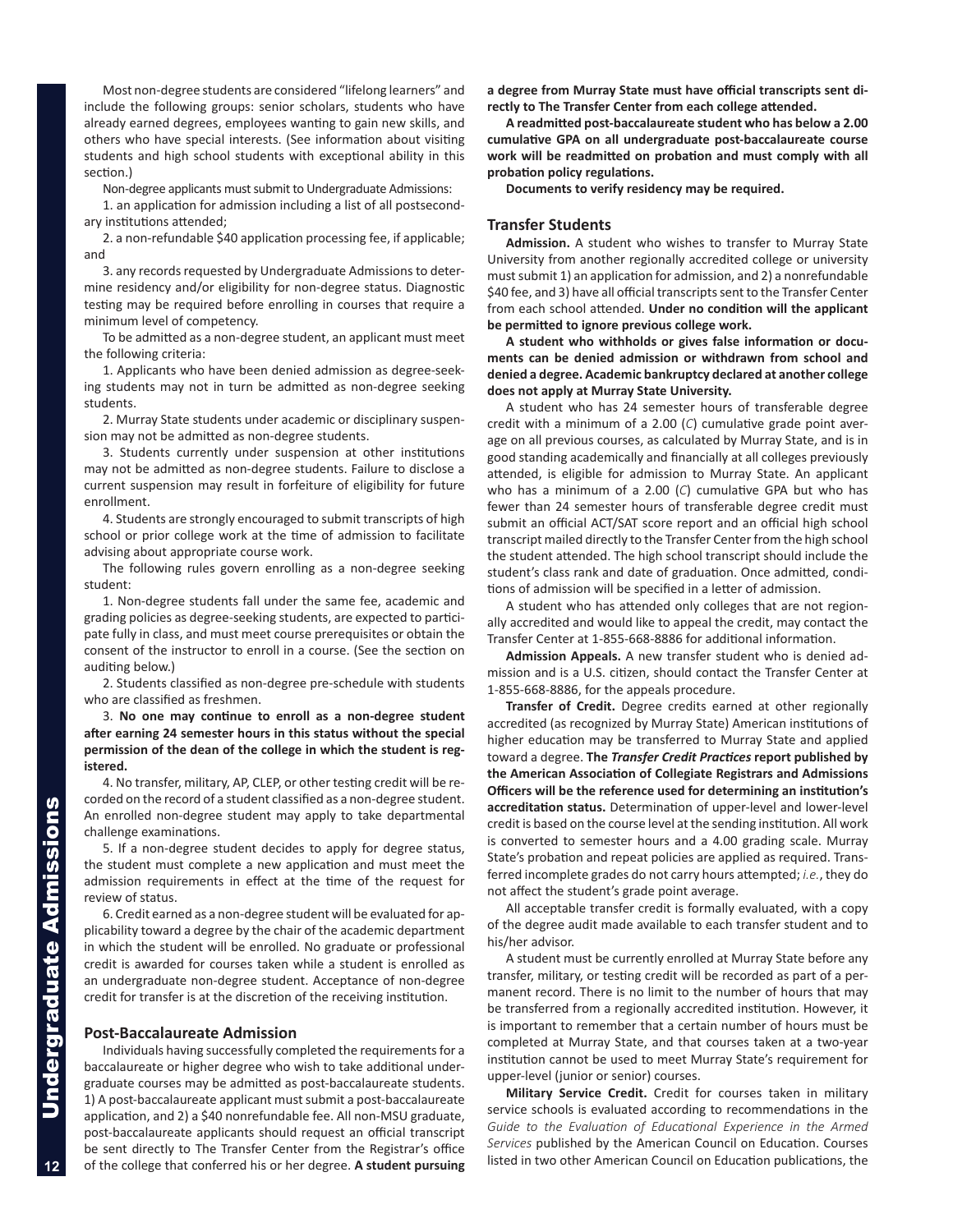Most non-degree students are considered "lifelong learners" and include the following groups: senior scholars, students who have already earned degrees, employees wanting to gain new skills, and others who have special interests. (See information about visiting students and high school students with exceptional ability in this section.)

Non-degree applicants must submit to Undergraduate Admissions:

1. an application for admission including a list of all postsecondary institutions attended;

2. a non-refundable $40 application processing fee, if applicable; and

3. any records requested by Undergraduate Admissions to determine residency and/or eligibility for non-degree status. Diagnostic testing may be required before enrolling in courses that require a minimum level of competency.

To be admitted as a non-degree student, an applicant must meet the following criteria:

1. Applicants who have been denied admission as degree-seeking students may not in turn be admitted as non-degree seeking students.

2. Murray State students under academic or disciplinary suspension may not be admitted as non-degree students.

3. Students currently under suspension at other institutions may not be admitted as non-degree students. Failure to disclose a current suspension may result in forfeiture of eligibility for future enrollment.

4. Students are strongly encouraged to submit transcripts of high school or prior college work at the time of admission to facilitate advising about appropriate course work.

The following rules govern enrolling as a non-degree seeking student:

1. Non-degree students fall under the same fee, academic and grading policies as degree-seeking students, are expected to participate fully in class, and must meet course prerequisites or obtain the consent of the instructor to enroll in a course. (See the section on auditing below.)

2. Students classified as non-degree pre-schedule with students who are classified as freshmen.

3. **No one may continue to enroll as a non-degree student after earning 24 semester hours in this status without the special permission of the dean of the college in which the student is registered.**

4. No transfer, military, AP, CLEP, or other testing credit will be recorded on the record of a student classified as a non-degree student. An enrolled non-degree student may apply to take departmental challenge examinations.

5. If a non-degree student decides to apply for degree status, the student must complete a new application and must meet the admission requirements in effect at the time of the request for review of status.

6. Credit earned as a non-degree student will be evaluated for applicability toward a degree by the chair of the academic department in which the student will be enrolled. No graduate or professional credit is awarded for courses taken while a student is enrolled as an undergraduate non-degree student. Acceptance of non-degree credit for transfer is at the discretion of the receiving institution.

## Post-Baccalaureate Admission

Individuals having successfully completed the requirements for a baccalaureate or higher degree who wish to take additional undergraduate courses may be admitted as post-baccalaureate students. 1) A post-baccalaureate applicant must submit a post-baccalaureate application, and 2) a $40 nonrefundable fee. All non-MSU graduate, post-baccalaureate applicants should request an official transcript be sent directly to The Transfer Center from the Registrar's office of the college that conferred his or her degree. **A student pursuing a degree from Murray State must have official transcripts sent directly to The Transfer Center from each college attended.**

**A readmitted post-baccalaureate student who has below a 2.00 cumulative GPA on all undergraduate post-baccalaureate course work will be readmitted on probation and must comply with all probation policy regulations.**

**Documents to verify residency may be required.**

## Transfer Students

**Admission.** A student who wishes to transfer to Murray State University from another regionally accredited college or university must submit 1) an application for admission, and 2) a nonrefundable $40 fee, and 3) have all official transcripts sent to the Transfer Center from each school attended. **Under no condition will the applicant be permitted to ignore previous college work.**

**A student who withholds or gives false information or documents can be denied admission or withdrawn from school and denied a degree. Academic bankruptcy declared at another college does not apply at Murray State University.**

A student who has 24 semester hours of transferable degree credit with a minimum of a 2.00 (*C*) cumulative grade point average on all previous courses, as calculated by Murray State, and is in good standing academically and financially at all colleges previously attended, is eligible for admission to Murray State. An applicant who has a minimum of a 2.00 (*C*) cumulative GPA but who has fewer than 24 semester hours of transferable degree credit must submit an official ACT/SAT score report and an official high school transcript mailed directly to the Transfer Center from the high school the student attended. The high school transcript should include the student's class rank and date of graduation. Once admitted, conditions of admission will be specified in a letter of admission.

A student who has attended only colleges that are not regionally accredited and would like to appeal the credit, may contact the Transfer Center at 1-855-668-8886 for additional information.

**Admission Appeals.** A new transfer student who is denied admission and is a U.S. citizen, should contact the Transfer Center at 1-855-668-8886, for the appeals procedure.

**Transfer of Credit.** Degree credits earned at other regionally accredited (as recognized by Murray State) American institutions of higher education may be transferred to Murray State and applied toward a degree. **The *Transfer Credit Practices* report published by the American Association of Collegiate Registrars and Admissions Officers will be the reference used for determining an institution's accreditation status.** Determination of upper-level and lower-level credit is based on the course level at the sending institution. All work is converted to semester hours and a 4.00 grading scale. Murray State's probation and repeat policies are applied as required. Transferred incomplete grades do not carry hours attempted; *i.e.*, they do not affect the student's grade point average.

All acceptable transfer credit is formally evaluated, with a copy of the degree audit made available to each transfer student and to his/her advisor.

A student must be currently enrolled at Murray State before any transfer, military, or testing credit will be recorded as part of a permanent record. There is no limit to the number of hours that may be transferred from a regionally accredited institution. However, it is important to remember that a certain number of hours must be completed at Murray State, and that courses taken at a two-year institution cannot be used to meet Murray State's requirement for upper-level (junior or senior) courses.

**Military Service Credit.** Credit for courses taken in military service schools is evaluated according to recommendations in the *Guide to the Evaluation of Educational Experience in the Armed Services* published by the American Council on Education. Courses listed in two other American Council on Education publications, the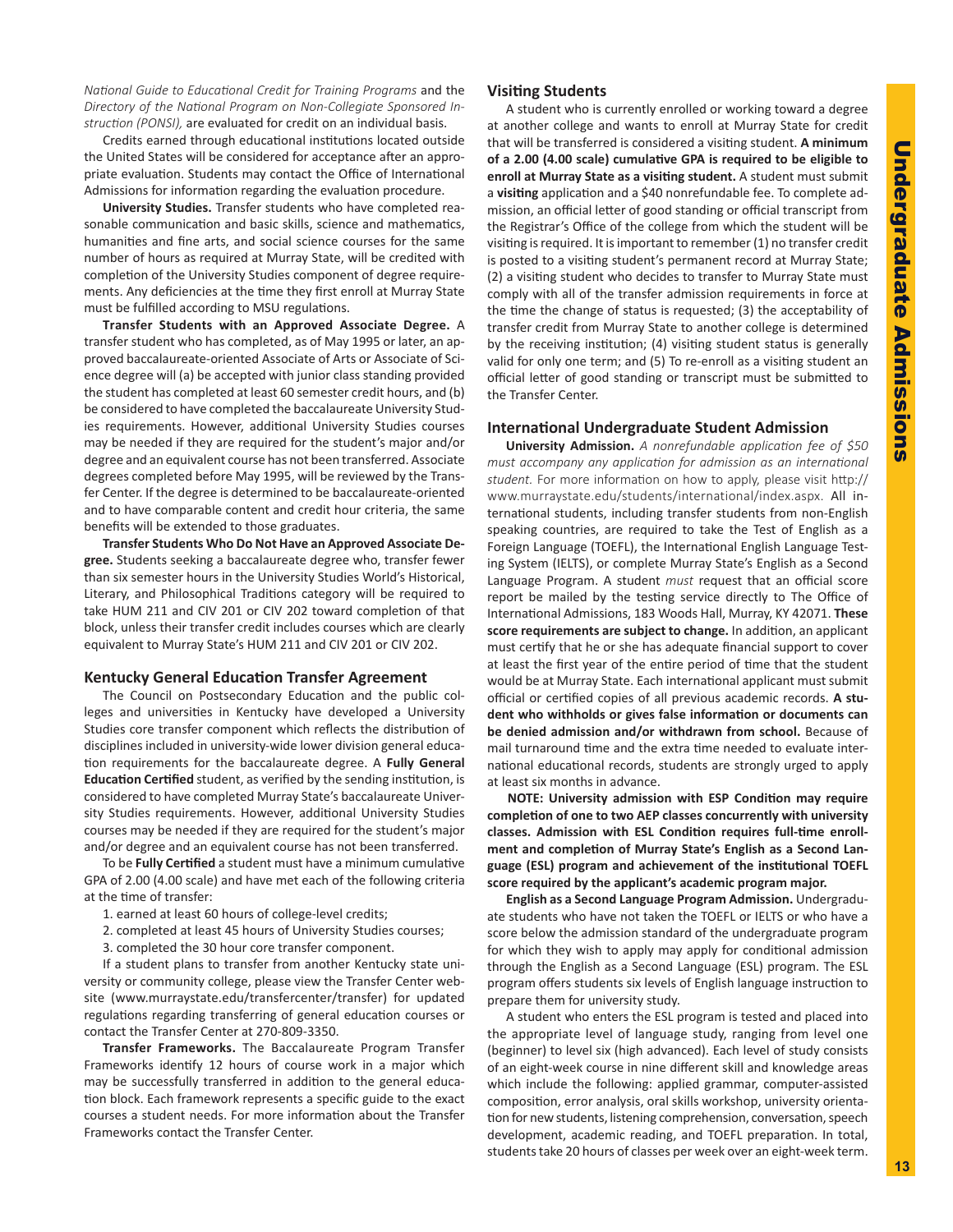*National Guide to Educational Credit for Training Programs* and the *Directory of the National Program on Non-Collegiate Sponsored Instruction (PONSI),* are evaluated for credit on an individual basis.

Credits earned through educational institutions located outside the United States will be considered for acceptance after an appropriate evaluation. Students may contact the Office of International Admissions for information regarding the evaluation procedure.

**University Studies.** Transfer students who have completed reasonable communication and basic skills, science and mathematics, humanities and fine arts, and social science courses for the same number of hours as required at Murray State, will be credited with completion of the University Studies component of degree requirements. Any deficiencies at the time they first enroll at Murray State must be fulfilled according to MSU regulations.

**Transfer Students with an Approved Associate Degree.** A transfer student who has completed, as of May 1995 or later, an approved baccalaureate-oriented Associate of Arts or Associate of Science degree will (a) be accepted with junior class standing provided the student has completed at least 60 semester credit hours, and (b) be considered to have completed the baccalaureate University Studies requirements. However, additional University Studies courses may be needed if they are required for the student's major and/or degree and an equivalent course has not been transferred. Associate degrees completed before May 1995, will be reviewed by the Transfer Center. If the degree is determined to be baccalaureate-oriented and to have comparable content and credit hour criteria, the same benefits will be extended to those graduates.

**Transfer Students Who Do Not Have an Approved Associate Degree.** Students seeking a baccalaureate degree who, transfer fewer than six semester hours in the University Studies World's Historical, Literary, and Philosophical Traditions category will be required to take HUM 211 and CIV 201 or CIV 202 toward completion of that block, unless their transfer credit includes courses which are clearly equivalent to Murray State's HUM 211 and CIV 201 or CIV 202.

## Kentucky General Education Transfer Agreement

The Council on Postsecondary Education and the public colleges and universities in Kentucky have developed a University Studies core transfer component which reflects the distribution of disciplines included in university-wide lower division general education requirements for the baccalaureate degree. A **Fully General Education Certified** student, as verified by the sending institution, is considered to have completed Murray State's baccalaureate University Studies requirements. However, additional University Studies courses may be needed if they are required for the student's major and/or degree and an equivalent course has not been transferred.

To be **Fully Certified** a student must have a minimum cumulative GPA of 2.00 (4.00 scale) and have met each of the following criteria at the time of transfer:

1. earned at least 60 hours of college-level credits;
2. completed at least 45 hours of University Studies courses;
3. completed the 30 hour core transfer component.

If a student plans to transfer from another Kentucky state university or community college, please view the Transfer Center website (www.murraystate.edu/transfercenter/transfer) for updated regulations regarding transferring of general education courses or contact the Transfer Center at 270-809-3350.

**Transfer Frameworks.** The Baccalaureate Program Transfer Frameworks identify 12 hours of course work in a major which may be successfully transferred in addition to the general education block. Each framework represents a specific guide to the exact courses a student needs. For more information about the Transfer Frameworks contact the Transfer Center.

## Visiting Students

A student who is currently enrolled or working toward a degree at another college and wants to enroll at Murray State for credit that will be transferred is considered a visiting student. **A minimum of a 2.00 (4.00 scale) cumulative GPA is required to be eligible to enroll at Murray State as a visiting student.** A student must submit a **visiting** application and a $40 nonrefundable fee. To complete admission, an official letter of good standing or official transcript from the Registrar's Office of the college from which the student will be visiting is required. It is important to remember (1) no transfer credit is posted to a visiting student's permanent record at Murray State; (2) a visiting student who decides to transfer to Murray State must comply with all of the transfer admission requirements in force at the time the change of status is requested; (3) the acceptability of transfer credit from Murray State to another college is determined by the receiving institution; (4) visiting student status is generally valid for only one term; and (5) To re-enroll as a visiting student an official letter of good standing or transcript must be submitted to the Transfer Center.

## International Undergraduate Student Admission

**University Admission.** *A nonrefundable application fee of $50 must accompany any application for admission as an international student.* For more information on how to apply, please visit http://www.murraystate.edu/students/international/index.aspx. All international students, including transfer students from non-English speaking countries, are required to take the Test of English as a Foreign Language (TOEFL), the International English Language Testing System (IELTS), or complete Murray State's English as a Second Language Program. A student *must* request that an official score report be mailed by the testing service directly to The Office of International Admissions, 183 Woods Hall, Murray, KY 42071. **These score requirements are subject to change.** In addition, an applicant must certify that he or she has adequate financial support to cover at least the first year of the entire period of time that the student would be at Murray State. Each international applicant must submit official or certified copies of all previous academic records. **A student who withholds or gives false information or documents can be denied admission and/or withdrawn from school.** Because of mail turnaround time and the extra time needed to evaluate international educational records, students are strongly urged to apply at least six months in advance.

**NOTE: University admission with ESP Condition may require completion of one to two AEP classes concurrently with university classes. Admission with ESL Condition requires full-time enrollment and completion of Murray State's English as a Second Language (ESL) program and achievement of the institutional TOEFL score required by the applicant's academic program major.**

**English as a Second Language Program Admission.** Undergraduate students who have not taken the TOEFL or IELTS or who have a score below the admission standard of the undergraduate program for which they wish to apply may apply for conditional admission through the English as a Second Language (ESL) program. The ESL program offers students six levels of English language instruction to prepare them for university study.

A student who enters the ESL program is tested and placed into the appropriate level of language study, ranging from level one (beginner) to level six (high advanced). Each level of study consists of an eight-week course in nine different skill and knowledge areas which include the following: applied grammar, computer-assisted composition, error analysis, oral skills workshop, university orientation for new students, listening comprehension, conversation, speech development, academic reading, and TOEFL preparation. In total, students take 20 hours of classes per week over an eight-week term.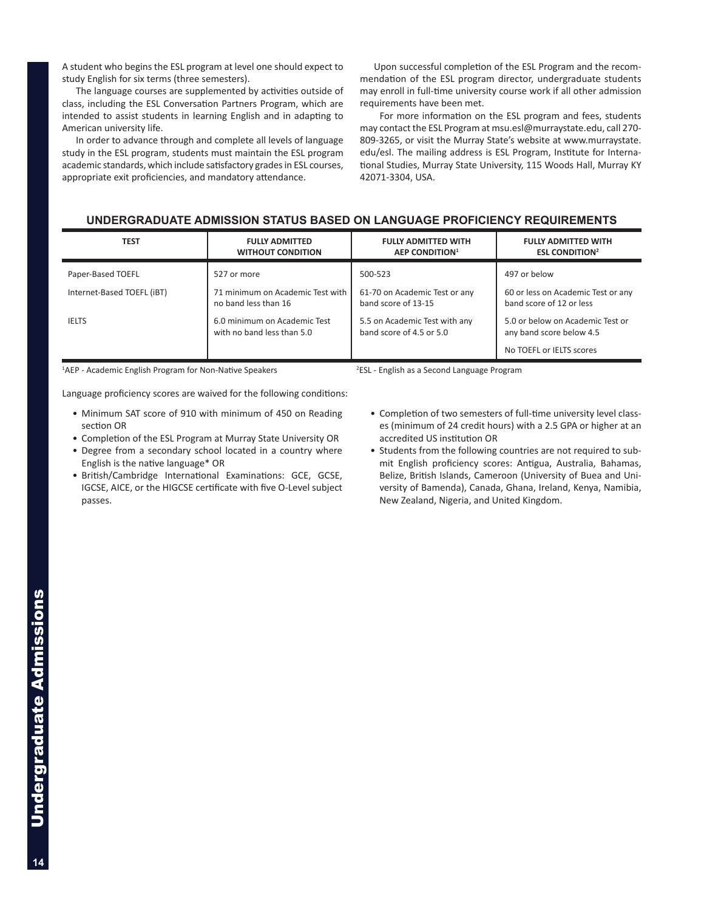A student who begins the ESL program at level one should expect to study English for six terms (three semesters).

The language courses are supplemented by activities outside of class, including the ESL Conversation Partners Program, which are intended to assist students in learning English and in adapting to American university life.

In order to advance through and complete all levels of language study in the ESL program, students must maintain the ESL program academic standards, which include satisfactory grades in ESL courses, appropriate exit proficiencies, and mandatory attendance.

Upon successful completion of the ESL Program and the recommendation of the ESL program director, undergraduate students may enroll in full-time university course work if all other admission requirements have been met.

For more information on the ESL program and fees, students may contact the ESL Program at msu.esl@murraystate.edu, call 270-809-3265, or visit the Murray State's website at www.murraystate.edu/esl. The mailing address is ESL Program, Institute for International Studies, Murray State University, 115 Woods Hall, Murray KY 42071-3304, USA.

## UNDERGRADUATE ADMISSION STATUS BASED ON LANGUAGE PROFICIENCY REQUIREMENTS

| TEST | FULLY ADMITTED WITHOUT CONDITION | FULLY ADMITTED WITH AEP CONDITION[1] | FULLY ADMITTED WITH ESL CONDITION[2] |
|---|---|---|---|
| Paper-Based TOEFL | 527 or more | 500-523 | 497 or below |
| Internet-Based TOEFL (iBT) | 71 minimum on Academic Test with no band less than 16 | 61-70 on Academic Test or any band score of 13-15 | 60 or less on Academic Test or any band score of 12 or less |
| IELTS | 6.0 minimum on Academic Test with no band less than 5.0 | 5.5 on Academic Test with any band score of 4.5 or 5.0 | 5.0 or below on Academic Test or any band score below 4.5 |
| | | | No TOEFL or IELTS scores |

[1]AEP - Academic English Program for Non-Native Speakers

[2]ESL - English as a Second Language Program

Language proficiency scores are waived for the following conditions:

- Minimum SAT score of 910 with minimum of 450 on Reading section OR
- Completion of the ESL Program at Murray State University OR
- Degree from a secondary school located in a country where English is the native language* OR
- British/Cambridge International Examinations: GCE, GCSE, IGCSE, AICE, or the HIGCSE certificate with five O-Level subject passes.
- Completion of two semesters of full-time university level classes (minimum of 24 credit hours) with a 2.5 GPA or higher at an accredited US institution OR
- Students from the following countries are not required to submit English proficiency scores: Antigua, Australia, Bahamas, Belize, British Islands, Cameroon (University of Buea and University of Bamenda), Canada, Ghana, Ireland, Kenya, Namibia, New Zealand, Nigeria, and United Kingdom.